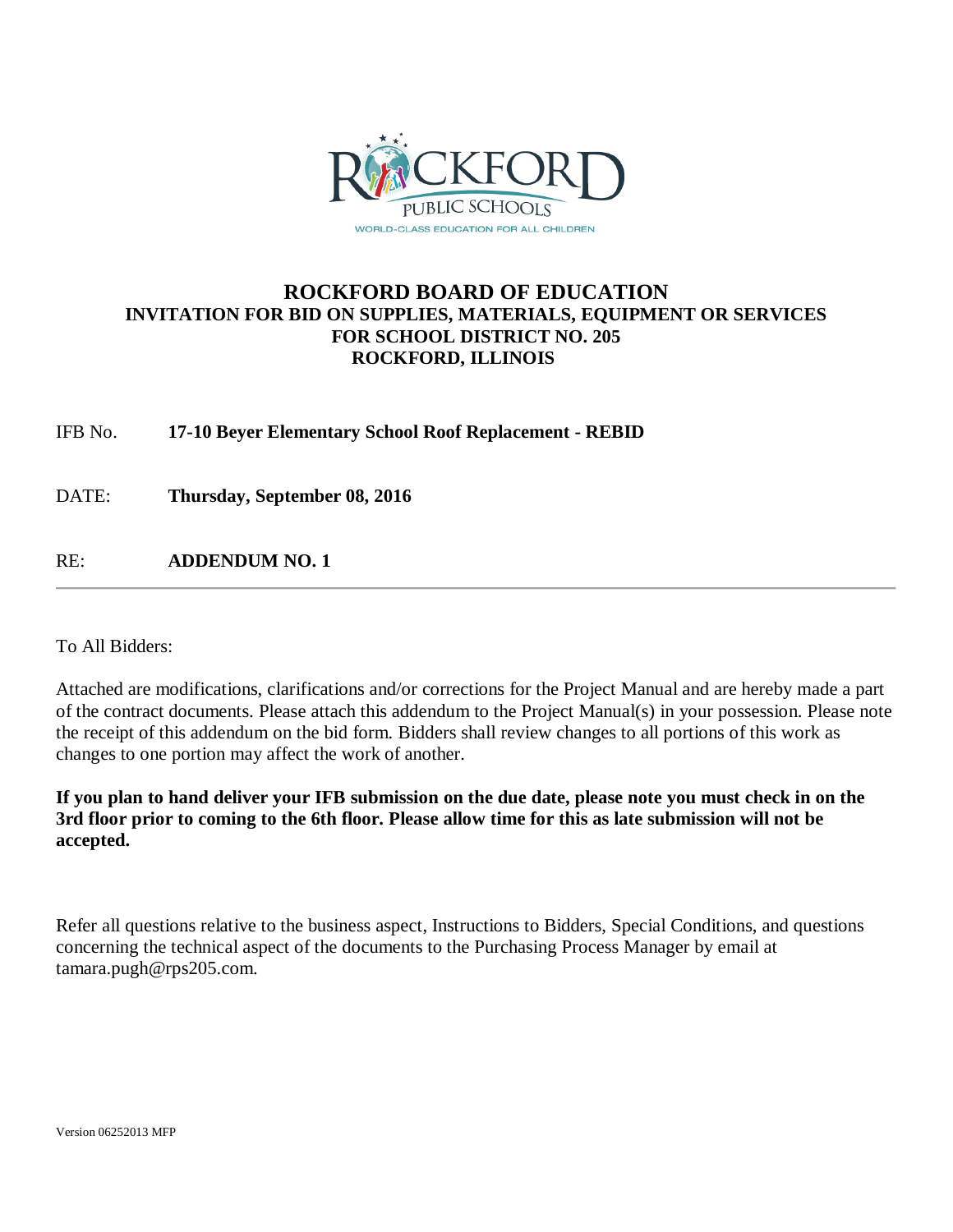ROCKFORD PUBLIC SCHOOLS
WORLD-CLASS EDUCATION FOR ALL CHILDREN

# ROCKFORD BOARD OF EDUCATION
## INVITATION FOR BID ON SUPPLIES, MATERIALS, EQUIPMENT OR SERVICES
## FOR SCHOOL DISTRICT NO. 205
## ROCKFORD, ILLINOIS

IFB No. **17-10 Beyer Elementary School Roof Replacement - REBID**

DATE: **Thursday, September 08, 2016**

RE: **ADDENDUM NO. 1**

---

To All Bidders:

Attached are modifications, clarifications and/or corrections for the Project Manual and are hereby made a part of the contract documents. Please attach this addendum to the Project Manual(s) in your possession. Please note the receipt of this addendum on the bid form. Bidders shall review changes to all portions of this work as changes to one portion may affect the work of another.

**If you plan to hand deliver your IFB submission on the due date, please note you must check in on the 3rd floor prior to coming to the 6th floor. Please allow time for this as late submission will not be accepted.**

Refer all questions relative to the business aspect, Instructions to Bidders, Special Conditions, and questions concerning the technical aspect of the documents to the Purchasing Process Manager by email at tamara.pugh@rps205.com.

Version 06252013 MFP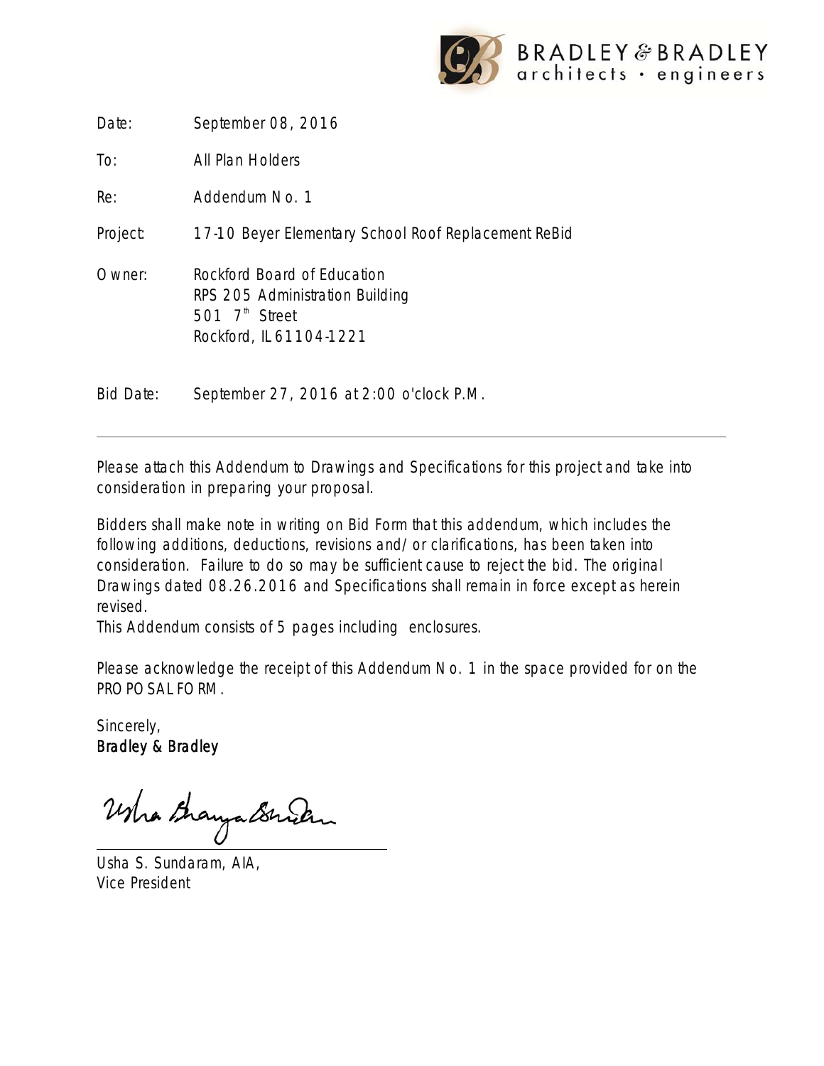BRADLEY & BRADLEY
architects • engineers

| | |
|---|---|
| Date: | September 08, 2016 |
| To: | All Plan Holders |
| Re: | Addendum No. 1 |
| Project: | 17-10 Beyer Elementary School Roof Replacement ReBid |
| Owner: | Rockford Board of Education<br>RPS 205 Administration Building<br>501 7th Street<br>Rockford, IL 61104-1221 |
| Bid Date: | September 27, 2016 at 2:00 o'clock P.M. |

---

Please attach this Addendum to Drawings and Specifications for this project and take into consideration in preparing your proposal.

Bidders shall make note in writing on Bid Form that this addendum, which includes the following additions, deductions, revisions and/or clarifications, has been taken into consideration. Failure to do so may be sufficient cause to reject the bid. The original Drawings dated 08.26.2016 and Specifications shall remain in force except as herein revised.

This Addendum consists of 5 pages including enclosures.

Please acknowledge the receipt of this Addendum No. 1 in the space provided for on the PROPOSAL FORM.

Sincerely,
Bradley & Bradley

Usha S. Sundaram, AIA,
Vice President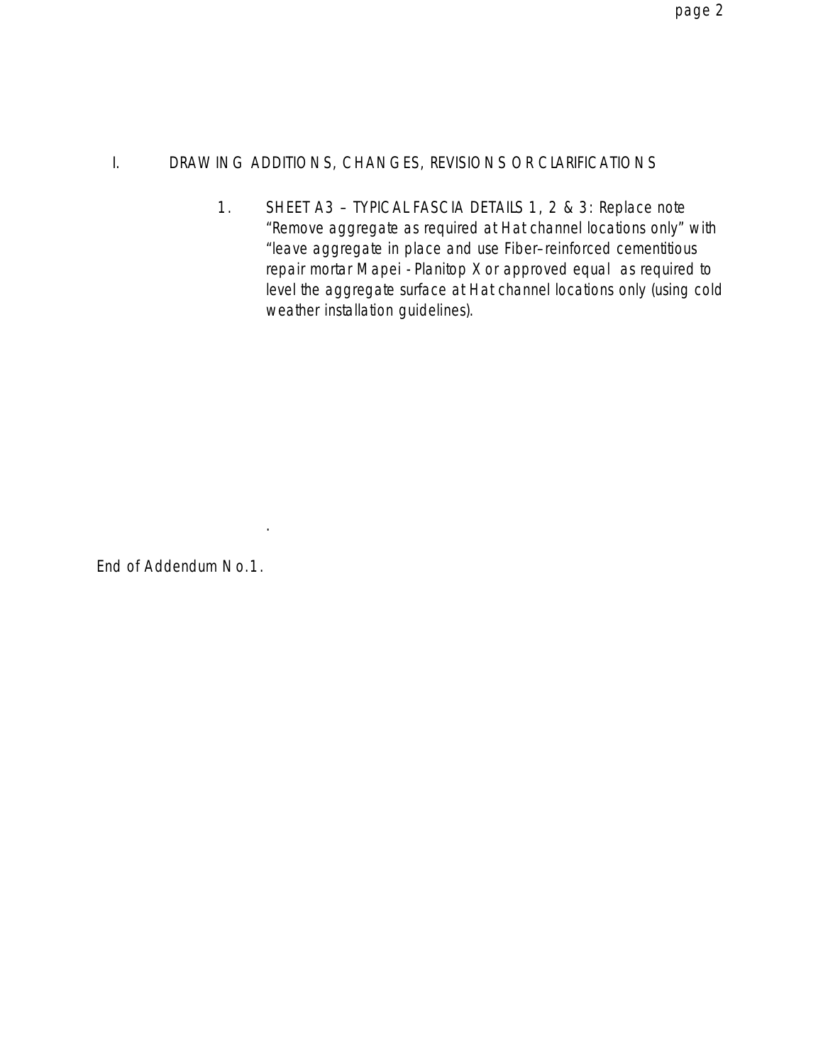I. DRAWING ADDITIONS, CHANGES, REVISIONS OR CLARIFICATIONS

1. SHEET A3 – TYPICAL FASCIA DETAILS 1, 2 & 3: Replace note "Remove aggregate as required at Hat channel locations only" with "leave aggregate in place and use Fiber–reinforced cementitious repair mortar Mapei - Planitop X or approved equal as required to level the aggregate surface at Hat channel locations only (using cold weather installation guidelines).

End of Addendum No.1.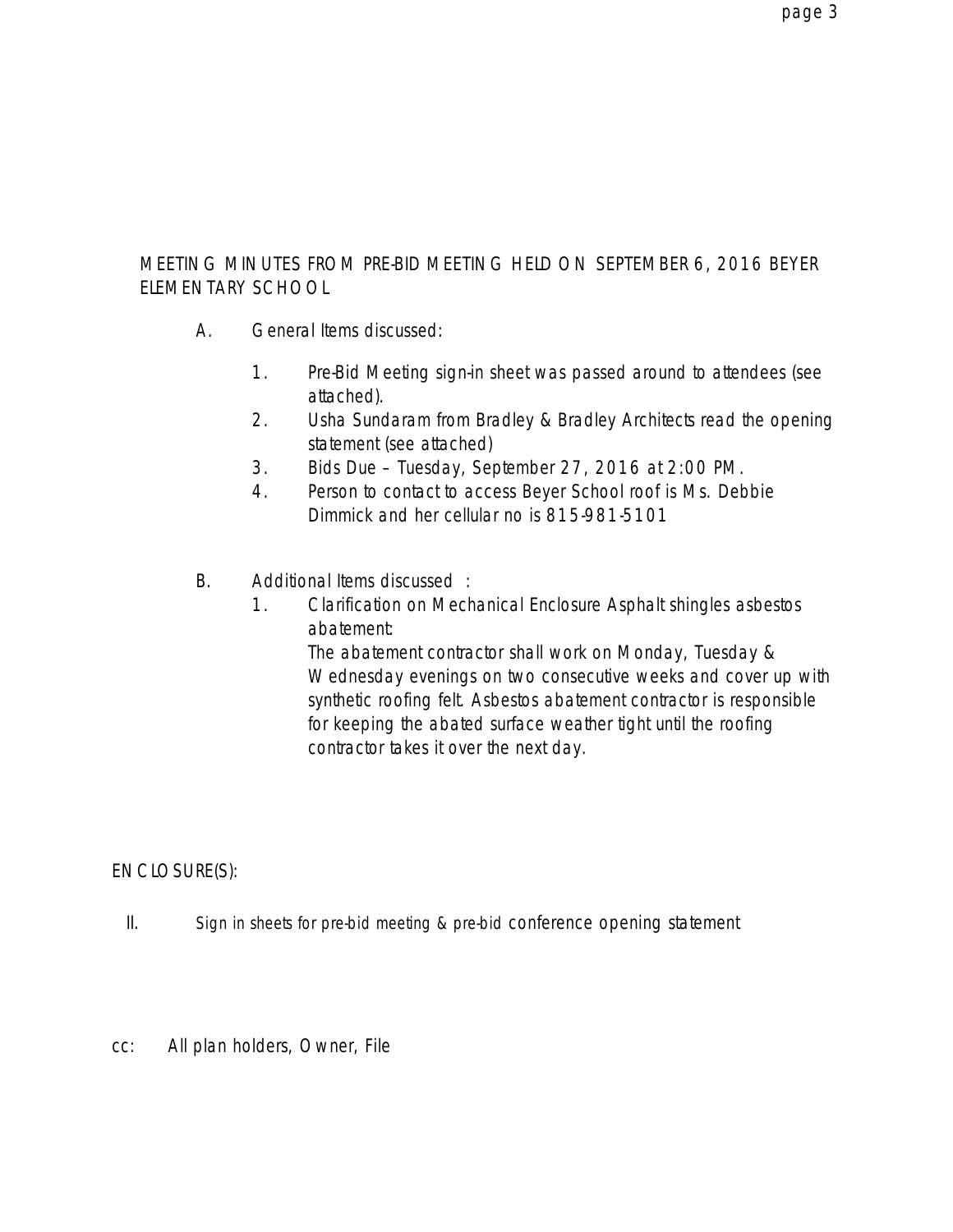MEETING MINUTES FROM PRE-BID MEETING HELD ON SEPTEMBER 6, 2016 BEYER ELEMENTARY SCHOOL

A. General Items discussed:

   1. Pre-Bid Meeting sign-in sheet was passed around to attendees (see attached).
   2. Usha Sundaram from Bradley & Bradley Architects read the opening statement (see attached)
   3. Bids Due – Tuesday, September 27, 2016 at 2:00 PM.
   4. Person to contact to access Beyer School roof is Ms. Debbie Dimmick and her cellular no is 815-981-5101

B. Additional Items discussed :

   1. Clarification on Mechanical Enclosure Asphalt shingles asbestos abatement:
      The abatement contractor shall work on Monday, Tuesday & Wednesday evenings on two consecutive weeks and cover up with synthetic roofing felt. Asbestos abatement contractor is responsible for keeping the abated surface weather tight until the roofing contractor takes it over the next day.

ENCLOSURE(S):

II. Sign in sheets for pre-bid meeting & pre-bid conference opening statement

cc: All plan holders, Owner, File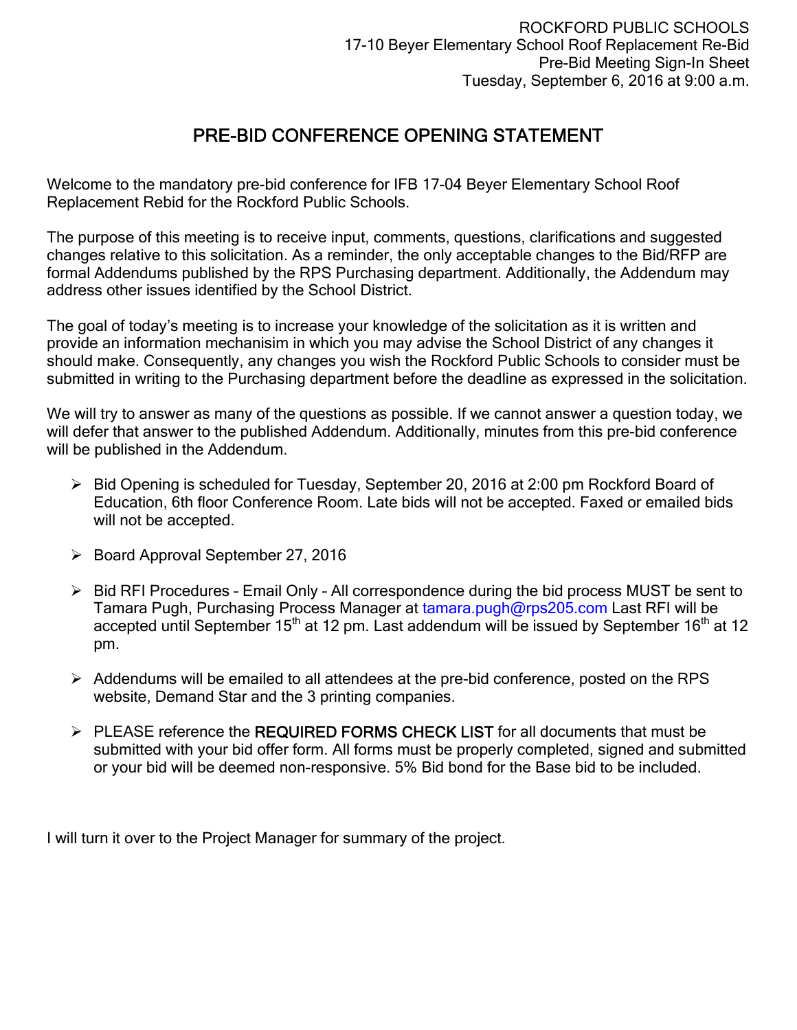ROCKFORD PUBLIC SCHOOLS
17-10 Beyer Elementary School Roof Replacement Re-Bid
Pre-Bid Meeting Sign-In Sheet
Tuesday, September 6, 2016 at 9:00 a.m.

# PRE-BID CONFERENCE OPENING STATEMENT

Welcome to the mandatory pre-bid conference for IFB 17-04 Beyer Elementary School Roof Replacement Rebid for the Rockford Public Schools.

The purpose of this meeting is to receive input, comments, questions, clarifications and suggested changes relative to this solicitation. As a reminder, the only acceptable changes to the Bid/RFP are formal Addendums published by the RPS Purchasing department. Additionally, the Addendum may address other issues identified by the School District.

The goal of today's meeting is to increase your knowledge of the solicitation as it is written and provide an information mechanisim in which you may advise the School District of any changes it should make. Consequently, any changes you wish the Rockford Public Schools to consider must be submitted in writing to the Purchasing department before the deadline as expressed in the solicitation.

We will try to answer as many of the questions as possible. If we cannot answer a question today, we will defer that answer to the published Addendum. Additionally, minutes from this pre-bid conference will be published in the Addendum.

- Bid Opening is scheduled for Tuesday, September 20, 2016 at 2:00 pm Rockford Board of Education, 6th floor Conference Room. Late bids will not be accepted. Faxed or emailed bids will not be accepted.
- Board Approval September 27, 2016
- Bid RFI Procedures – Email Only – All correspondence during the bid process MUST be sent to Tamara Pugh, Purchasing Process Manager at tamara.pugh@rps205.com Last RFI will be accepted until September 15th at 12 pm. Last addendum will be issued by September 16th at 12 pm.
- Addendums will be emailed to all attendees at the pre-bid conference, posted on the RPS website, Demand Star and the 3 printing companies.
- PLEASE reference the REQUIRED FORMS CHECK LIST for all documents that must be submitted with your bid offer form. All forms must be properly completed, signed and submitted or your bid will be deemed non-responsive. 5% Bid bond for the Base bid to be included.

I will turn it over to the Project Manager for summary of the project.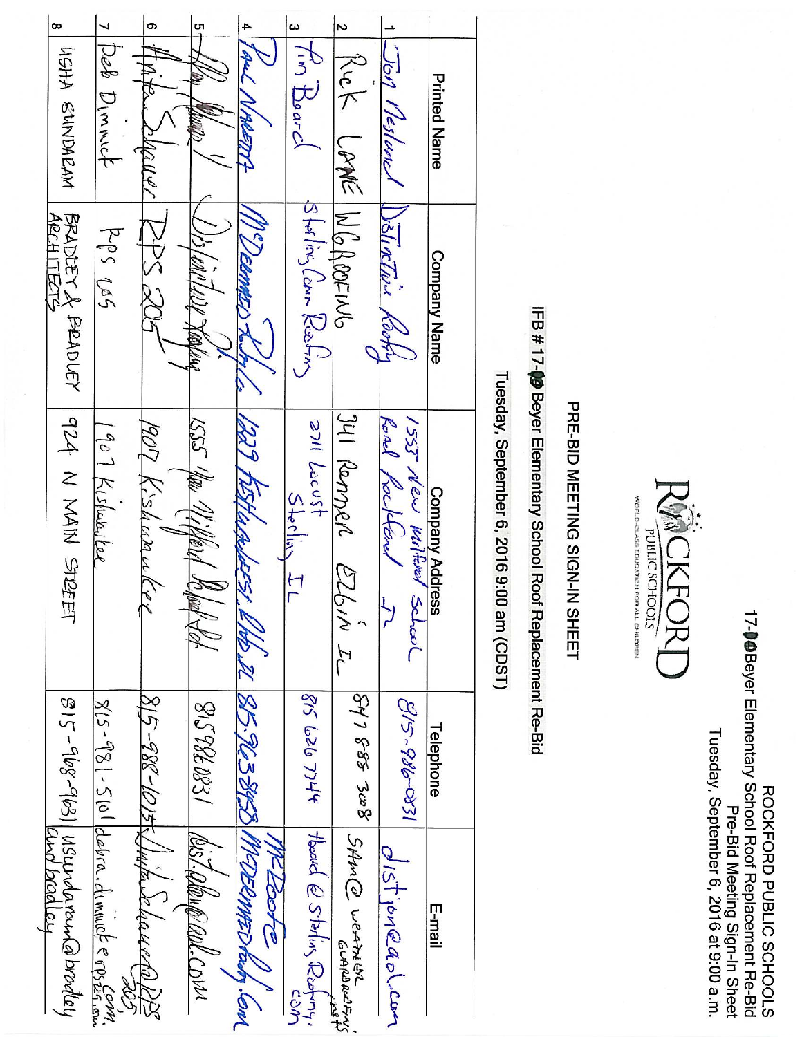ROCKFORD PUBLIC SCHOOLS
17-09 Beyer Elementary School Roof Replacement Re-Bid
Pre-Bid Meeting Sign-In Sheet
Tuesday, September 6, 2016 at 9:00 a.m.

ROCKFORD PUBLIC SCHOOLS
WORLD-CLASS EDUCATION FOR ALL CHILDREN

# PRE-BID MEETING SIGN-IN SHEET

## IFB # 17-09 Beyer Elementary School Roof Replacement Re-Bid

Tuesday, September 6, 2016 9:00 am (CDST)

| | Printed Name | Company Name | Company Address | Telephone | E-mail |
|---|---|---|---|---|---|
| 1 | Jon Neslund | Distinctive Roofing | 1555 New Milford School Road Rockford IL | 815-986-0831 | distjon@aol.com |
| 2 | Rick LANE | WG ROOFING | 341 Renner Elgin IL | 847 888 3008 | SAM@ WEATHER GUARDROOFING.NET |
| 3 | Tim Board | Sterling Comm Roofing | 2711 Locust Sterling IL | 815 626 7744 | tboard@SterlingRoofing.com |
| 4 | Paul Nardetti | McDermaid Roofing | 1229 Fisher Ave... IL | 815-963-3450 | PMcRoofe McDermaidRoofing.com |
| 5 | | Distinctive Roofing | 1555 New Milford School Rd | 815 986 0831 | dist.@aol.com |
| 6 | Anita Schauer | RPS 205 | 1907 Kishwaukee | 815-988-1015 | Anita.Schauer@RPS205.com |
| 7 | Deb Dimmick | RPS 205 | 1907 Kishwaukee | 815-981-5101 | debra.dimmick@rps205.com |
| 8 | USHA SUNDARAM | BRADLEY & BRADLEY ARCHITECTS | 924 N MAIN STREET | 815-968-9631 | usundaram@bradleyandbradley |